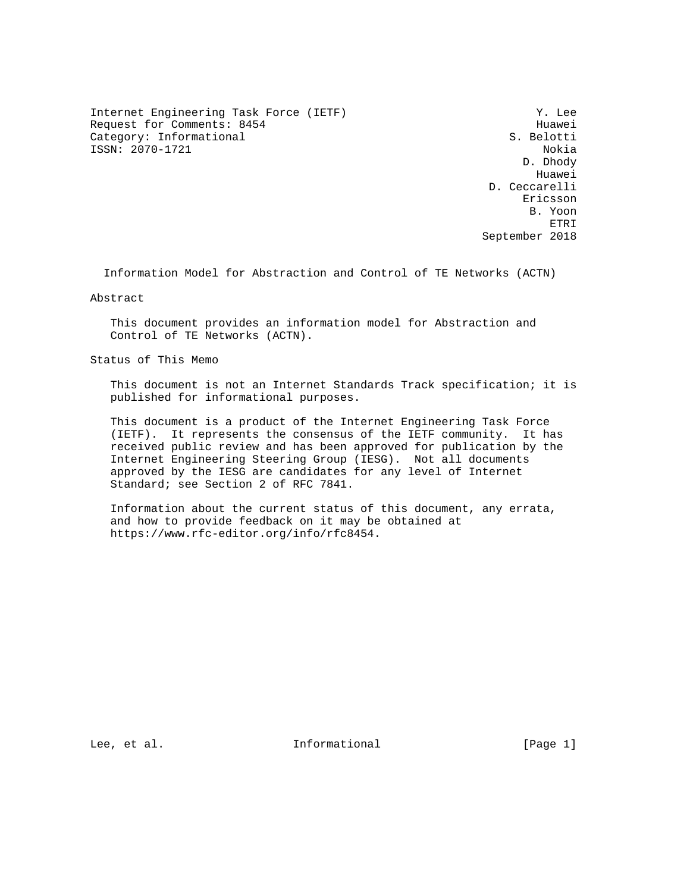Internet Engineering Task Force (IETF)
Request for Comments: 8454
Category: Informational
ISSN: 2070-1721

Y. Lee
Huawei
S. Belotti
Nokia
D. Dhody
Huawei
D. Ceccarelli
Ericsson
B. Yoon
ETRI
September 2018

# Information Model for Abstraction and Control of TE Networks (ACTN)

## Abstract

This document provides an information model for Abstraction and Control of TE Networks (ACTN).

## Status of This Memo

This document is not an Internet Standards Track specification; it is published for informational purposes.

This document is a product of the Internet Engineering Task Force (IETF). It represents the consensus of the IETF community. It has received public review and has been approved for publication by the Internet Engineering Steering Group (IESG). Not all documents approved by the IESG are candidates for any level of Internet Standard; see Section 2 of RFC 7841.

Information about the current status of this document, any errata, and how to provide feedback on it may be obtained at https://www.rfc-editor.org/info/rfc8454.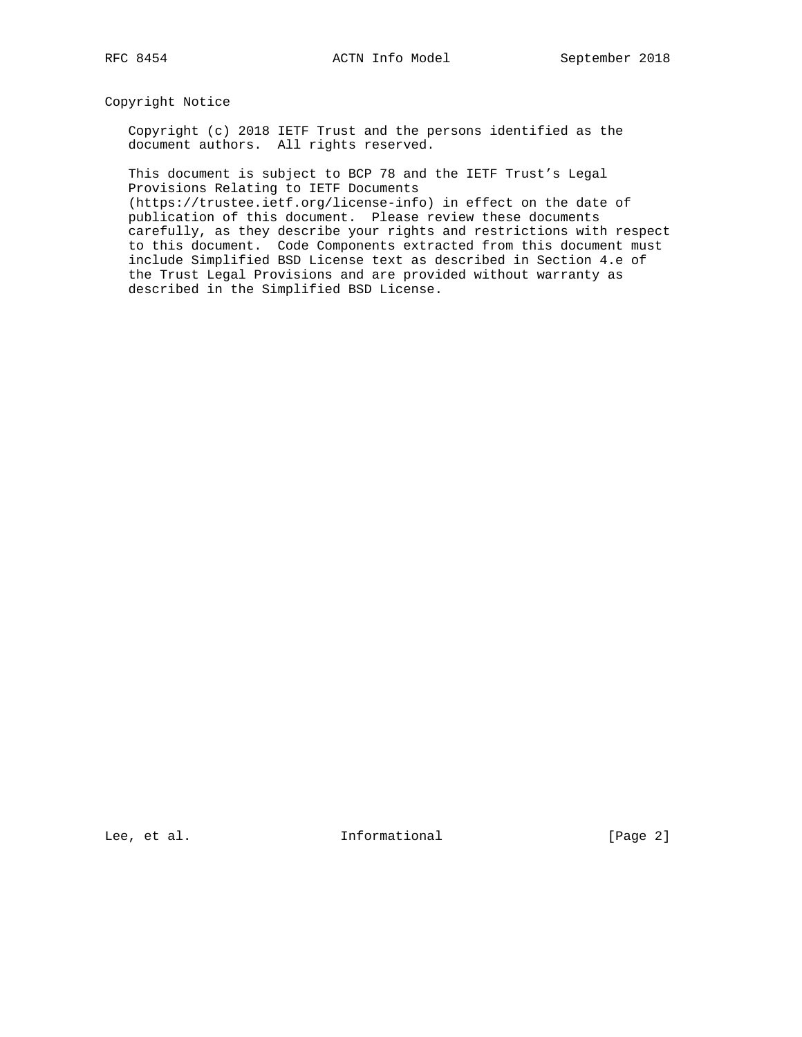## Copyright Notice

Copyright (c) 2018 IETF Trust and the persons identified as the document authors. All rights reserved.

This document is subject to BCP 78 and the IETF Trust's Legal Provisions Relating to IETF Documents (https://trustee.ietf.org/license-info) in effect on the date of publication of this document. Please review these documents carefully, as they describe your rights and restrictions with respect to this document. Code Components extracted from this document must include Simplified BSD License text as described in Section 4.e of the Trust Legal Provisions and are provided without warranty as described in the Simplified BSD License.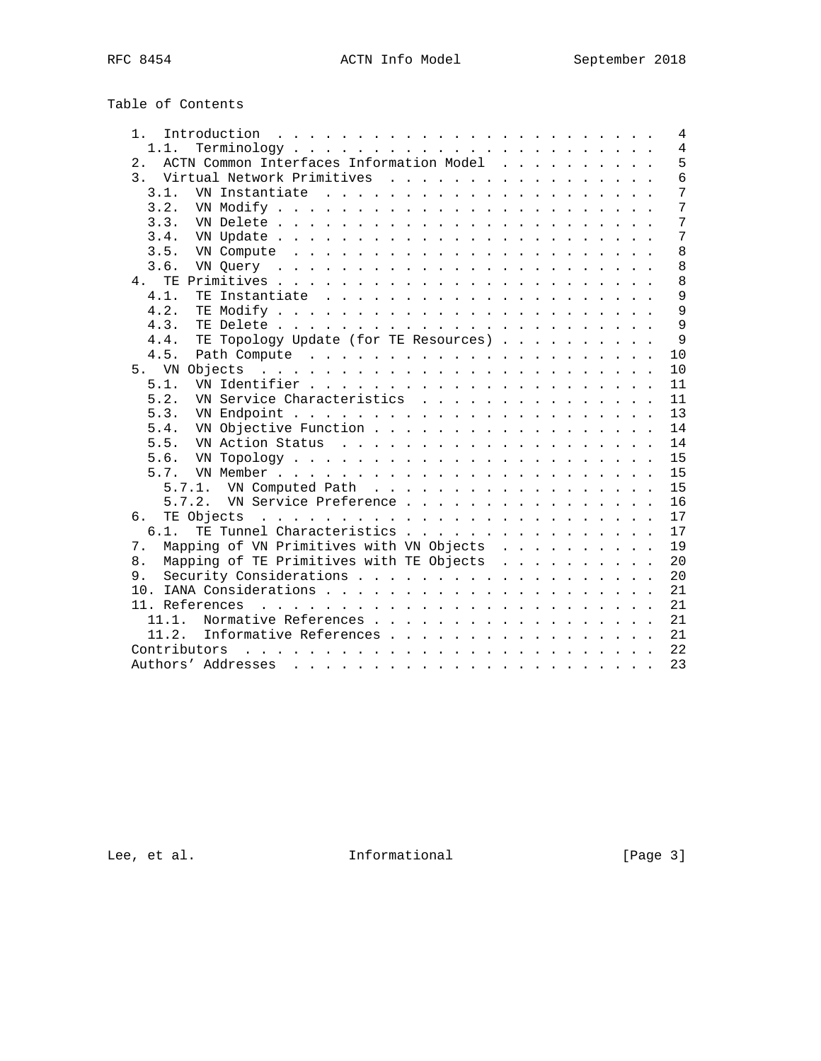Table of Contents

```
   1.  Introduction  . . . . . . . . . . . . . . . . . . . . . . . .   4
     1.1.  Terminology . . . . . . . . . . . . . . . . . . . . . . .   4
   2.  ACTN Common Interfaces Information Model  . . . . . . . . . .   5
   3.  Virtual Network Primitives  . . . . . . . . . . . . . . . . .   6
     3.1.  VN Instantiate  . . . . . . . . . . . . . . . . . . . . .   7
     3.2.  VN Modify . . . . . . . . . . . . . . . . . . . . . . . .   7
     3.3.  VN Delete . . . . . . . . . . . . . . . . . . . . . . . .   7
     3.4.  VN Update . . . . . . . . . . . . . . . . . . . . . . . .   7
     3.5.  VN Compute  . . . . . . . . . . . . . . . . . . . . . . .   8
     3.6.  VN Query  . . . . . . . . . . . . . . . . . . . . . . . .   8
   4.  TE Primitives . . . . . . . . . . . . . . . . . . . . . . . .   8
     4.1.  TE Instantiate  . . . . . . . . . . . . . . . . . . . . .   9
     4.2.  TE Modify . . . . . . . . . . . . . . . . . . . . . . . .   9
     4.3.  TE Delete . . . . . . . . . . . . . . . . . . . . . . . .   9
     4.4.  TE Topology Update (for TE Resources) . . . . . . . . . .   9
     4.5.  Path Compute  . . . . . . . . . . . . . . . . . . . . . .  10
   5.  VN Objects  . . . . . . . . . . . . . . . . . . . . . . . . .  10
     5.1.  VN Identifier . . . . . . . . . . . . . . . . . . . . . .  11
     5.2.  VN Service Characteristics  . . . . . . . . . . . . . . .  11
     5.3.  VN Endpoint . . . . . . . . . . . . . . . . . . . . . . .  13
     5.4.  VN Objective Function . . . . . . . . . . . . . . . . . .  14
     5.5.  VN Action Status  . . . . . . . . . . . . . . . . . . . .  14
     5.6.  VN Topology . . . . . . . . . . . . . . . . . . . . . . .  15
     5.7.  VN Member . . . . . . . . . . . . . . . . . . . . . . . .  15
       5.7.1.  VN Computed Path  . . . . . . . . . . . . . . . . . .  15
       5.7.2.  VN Service Preference . . . . . . . . . . . . . . . .  16
   6.  TE Objects  . . . . . . . . . . . . . . . . . . . . . . . . .  17
     6.1.  TE Tunnel Characteristics . . . . . . . . . . . . . . . .  17
   7.  Mapping of VN Primitives with VN Objects  . . . . . . . . . .  19
   8.  Mapping of TE Primitives with TE Objects  . . . . . . . . . .  20
   9.  Security Considerations . . . . . . . . . . . . . . . . . . .  20
   10. IANA Considerations . . . . . . . . . . . . . . . . . . . . .  21
   11. References  . . . . . . . . . . . . . . . . . . . . . . . . .  21
     11.1.  Normative References . . . . . . . . . . . . . . . . . .  21
     11.2.  Informative References . . . . . . . . . . . . . . . . .  21
   Contributors  . . . . . . . . . . . . . . . . . . . . . . . . . .  22
   Authors' Addresses  . . . . . . . . . . . . . . . . . . . . . . .  23
```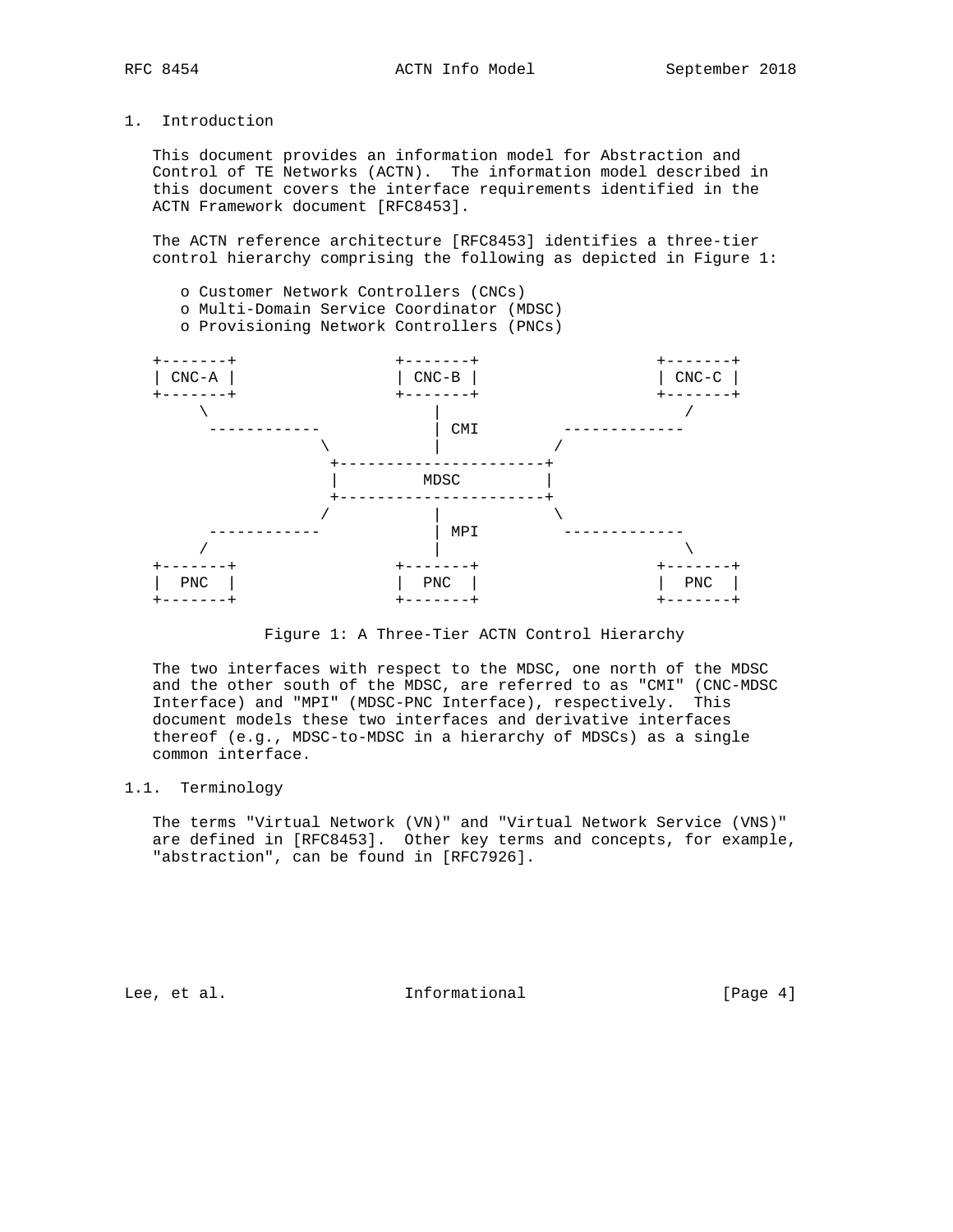# 1. Introduction

This document provides an information model for Abstraction and Control of TE Networks (ACTN). The information model described in this document covers the interface requirements identified in the ACTN Framework document [RFC8453].

The ACTN reference architecture [RFC8453] identifies a three-tier control hierarchy comprising the following as depicted in Figure 1:

- Customer Network Controllers (CNCs)
- Multi-Domain Service Coordinator (MDSC)
- Provisioning Network Controllers (PNCs)

```
+-------+                +-------+                 +-------+
| CNC-A |                | CNC-B |                 | CNC-C |
+-------+                +-------+                 +-------+
    \                        |                           /
     ------------            | CMI         -------------
                 \           |            /
                  +-----------------------+
                  |         MDSC          |
                  +-----------------------+
                 /           |            \
     ------------            | MPI         -------------
    /                        |                          \
+-------+                +-------+                 +-------+
|  PNC  |                |  PNC  |                 |  PNC  |
+-------+                +-------+                 +-------+
```

Figure 1: A Three-Tier ACTN Control Hierarchy

The two interfaces with respect to the MDSC, one north of the MDSC and the other south of the MDSC, are referred to as "CMI" (CNC-MDSC Interface) and "MPI" (MDSC-PNC Interface), respectively. This document models these two interfaces and derivative interfaces thereof (e.g., MDSC-to-MDSC in a hierarchy of MDSCs) as a single common interface.

## 1.1. Terminology

The terms "Virtual Network (VN)" and "Virtual Network Service (VNS)" are defined in [RFC8453]. Other key terms and concepts, for example, "abstraction", can be found in [RFC7926].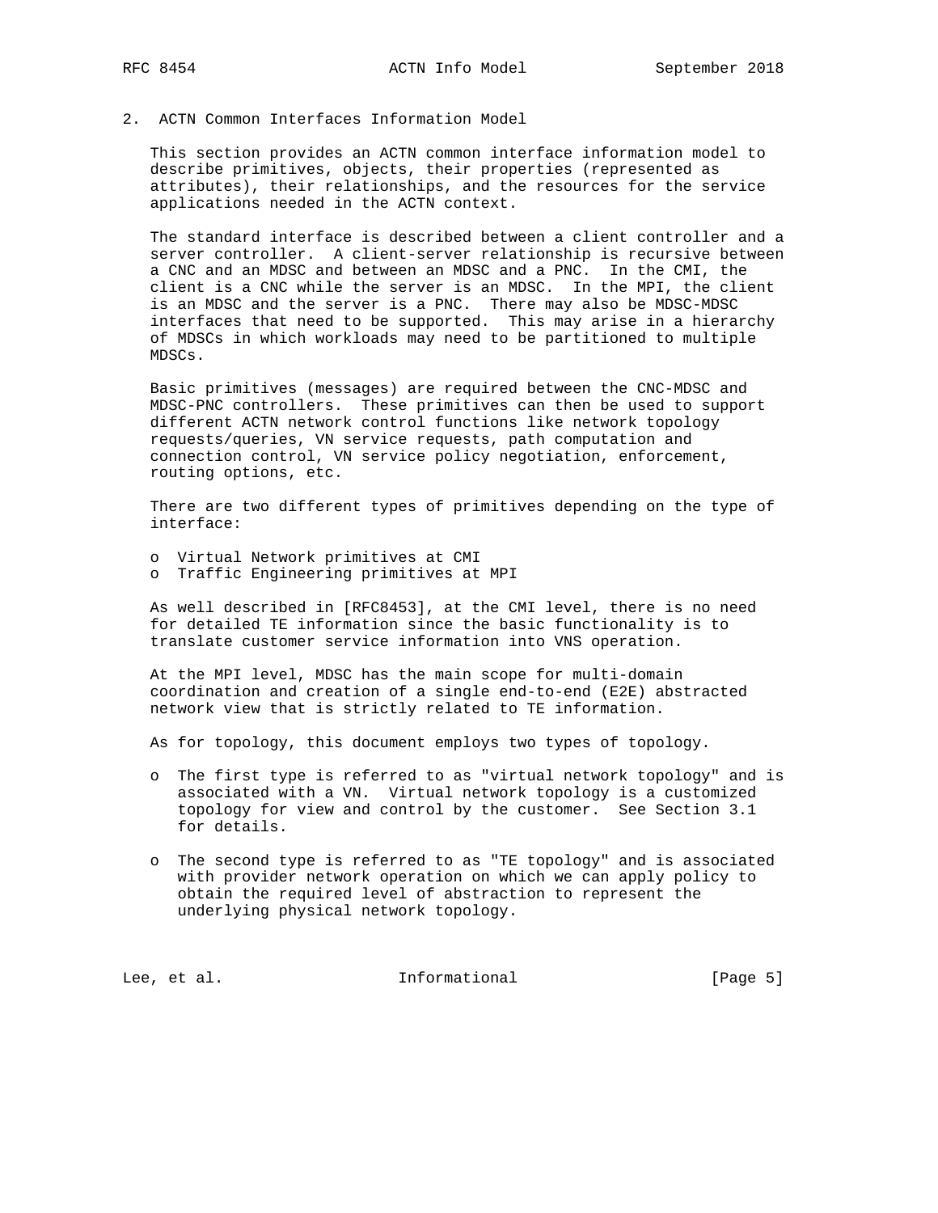## 2. ACTN Common Interfaces Information Model

This section provides an ACTN common interface information model to describe primitives, objects, their properties (represented as attributes), their relationships, and the resources for the service applications needed in the ACTN context.

The standard interface is described between a client controller and a server controller. A client-server relationship is recursive between a CNC and an MDSC and between an MDSC and a PNC. In the CMI, the client is a CNC while the server is an MDSC. In the MPI, the client is an MDSC and the server is a PNC. There may also be MDSC-MDSC interfaces that need to be supported. This may arise in a hierarchy of MDSCs in which workloads may need to be partitioned to multiple MDSCs.

Basic primitives (messages) are required between the CNC-MDSC and MDSC-PNC controllers. These primitives can then be used to support different ACTN network control functions like network topology requests/queries, VN service requests, path computation and connection control, VN service policy negotiation, enforcement, routing options, etc.

There are two different types of primitives depending on the type of interface:

- Virtual Network primitives at CMI
- Traffic Engineering primitives at MPI

As well described in [RFC8453], at the CMI level, there is no need for detailed TE information since the basic functionality is to translate customer service information into VNS operation.

At the MPI level, MDSC has the main scope for multi-domain coordination and creation of a single end-to-end (E2E) abstracted network view that is strictly related to TE information.

As for topology, this document employs two types of topology.

- The first type is referred to as "virtual network topology" and is associated with a VN. Virtual network topology is a customized topology for view and control by the customer. See Section 3.1 for details.

- The second type is referred to as "TE topology" and is associated with provider network operation on which we can apply policy to obtain the required level of abstraction to represent the underlying physical network topology.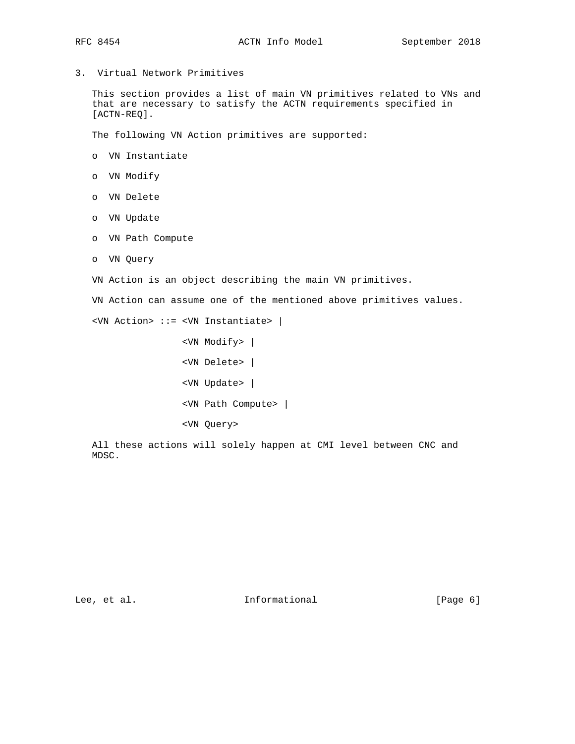## 3. Virtual Network Primitives

This section provides a list of main VN primitives related to VNs and that are necessary to satisfy the ACTN requirements specified in [ACTN-REQ].

The following VN Action primitives are supported:

- VN Instantiate
- VN Modify
- VN Delete
- VN Update
- VN Path Compute
- VN Query

VN Action is an object describing the main VN primitives.

VN Action can assume one of the mentioned above primitives values.

```
<VN Action> ::= <VN Instantiate> |

                <VN Modify> |

                <VN Delete> |

                <VN Update> |

                <VN Path Compute> |

                <VN Query>
```

All these actions will solely happen at CMI level between CNC and MDSC.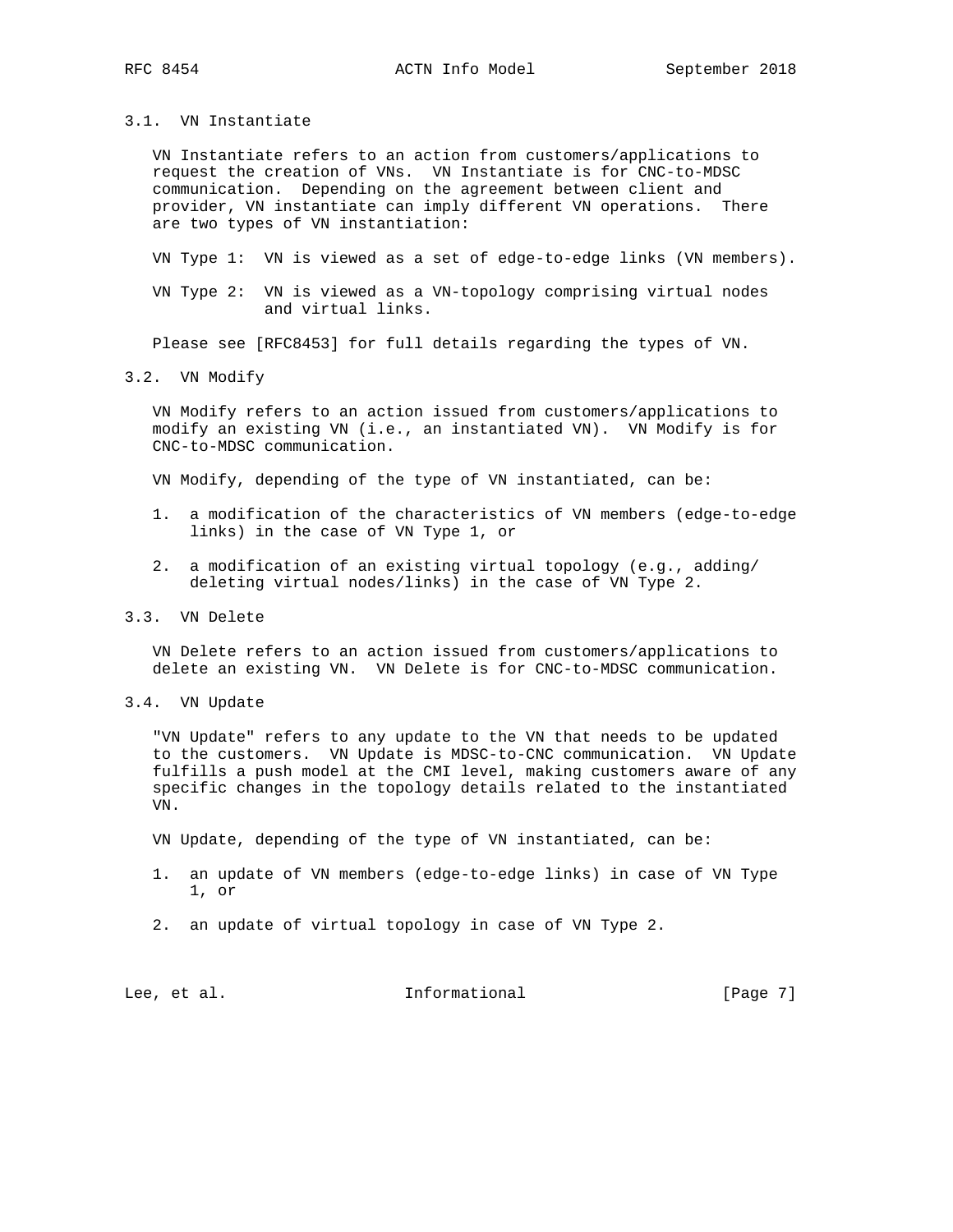### 3.1. VN Instantiate

VN Instantiate refers to an action from customers/applications to request the creation of VNs. VN Instantiate is for CNC-to-MDSC communication. Depending on the agreement between client and provider, VN instantiate can imply different VN operations. There are two types of VN instantiation:

VN Type 1: VN is viewed as a set of edge-to-edge links (VN members).

VN Type 2: VN is viewed as a VN-topology comprising virtual nodes and virtual links.

Please see [RFC8453] for full details regarding the types of VN.

### 3.2. VN Modify

VN Modify refers to an action issued from customers/applications to modify an existing VN (i.e., an instantiated VN). VN Modify is for CNC-to-MDSC communication.

VN Modify, depending of the type of VN instantiated, can be:

1. a modification of the characteristics of VN members (edge-to-edge links) in the case of VN Type 1, or
2. a modification of an existing virtual topology (e.g., adding/ deleting virtual nodes/links) in the case of VN Type 2.

### 3.3. VN Delete

VN Delete refers to an action issued from customers/applications to delete an existing VN. VN Delete is for CNC-to-MDSC communication.

### 3.4. VN Update

"VN Update" refers to any update to the VN that needs to be updated to the customers. VN Update is MDSC-to-CNC communication. VN Update fulfills a push model at the CMI level, making customers aware of any specific changes in the topology details related to the instantiated VN.

VN Update, depending of the type of VN instantiated, can be:

1. an update of VN members (edge-to-edge links) in case of VN Type 1, or
2. an update of virtual topology in case of VN Type 2.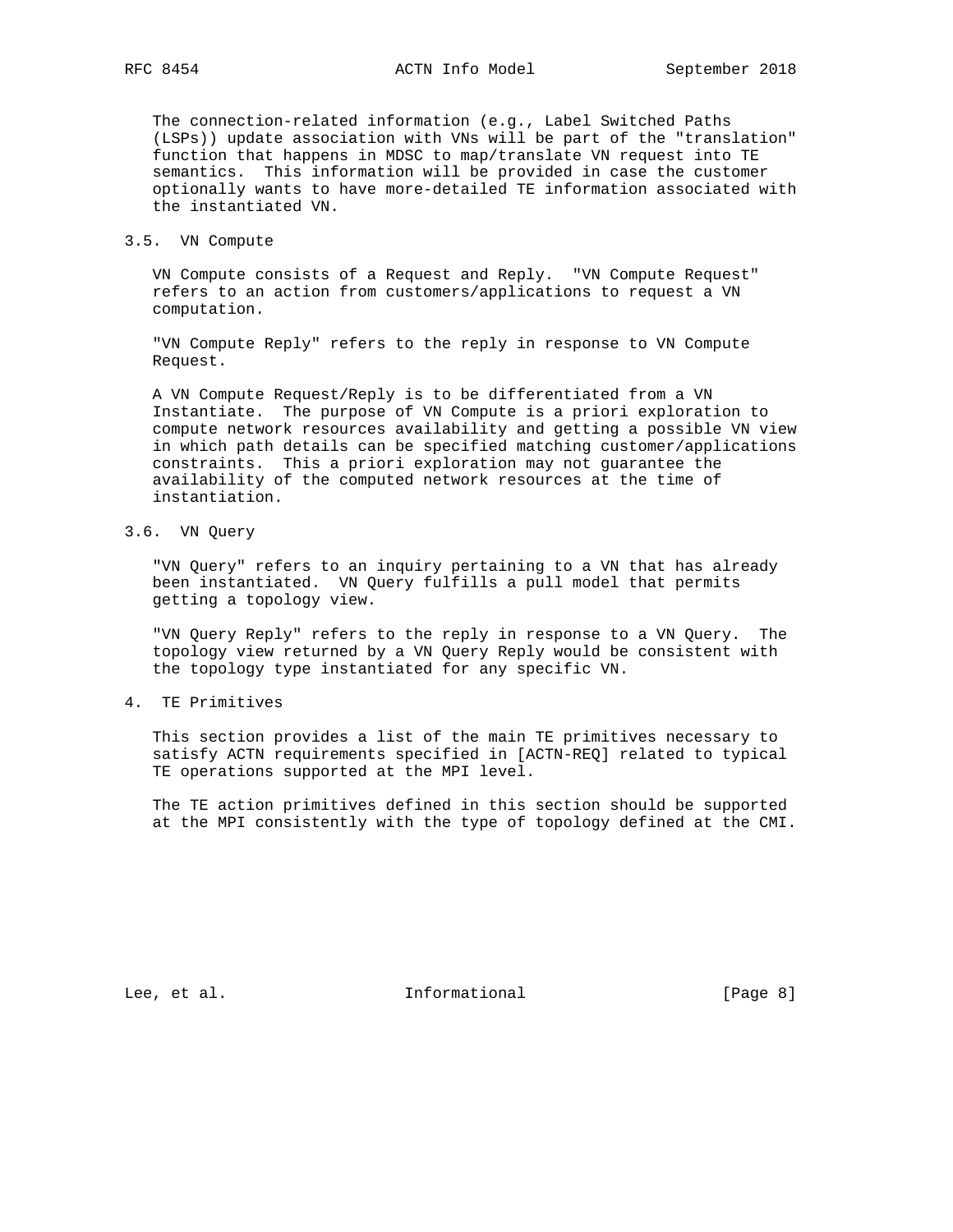The connection-related information (e.g., Label Switched Paths (LSPs)) update association with VNs will be part of the "translation" function that happens in MDSC to map/translate VN request into TE semantics. This information will be provided in case the customer optionally wants to have more-detailed TE information associated with the instantiated VN.

## 3.5. VN Compute

VN Compute consists of a Request and Reply. "VN Compute Request" refers to an action from customers/applications to request a VN computation.

"VN Compute Reply" refers to the reply in response to VN Compute Request.

A VN Compute Request/Reply is to be differentiated from a VN Instantiate. The purpose of VN Compute is a priori exploration to compute network resources availability and getting a possible VN view in which path details can be specified matching customer/applications constraints. This a priori exploration may not guarantee the availability of the computed network resources at the time of instantiation.

## 3.6. VN Query

"VN Query" refers to an inquiry pertaining to a VN that has already been instantiated. VN Query fulfills a pull model that permits getting a topology view.

"VN Query Reply" refers to the reply in response to a VN Query. The topology view returned by a VN Query Reply would be consistent with the topology type instantiated for any specific VN.

# 4. TE Primitives

This section provides a list of the main TE primitives necessary to satisfy ACTN requirements specified in [ACTN-REQ] related to typical TE operations supported at the MPI level.

The TE action primitives defined in this section should be supported at the MPI consistently with the type of topology defined at the CMI.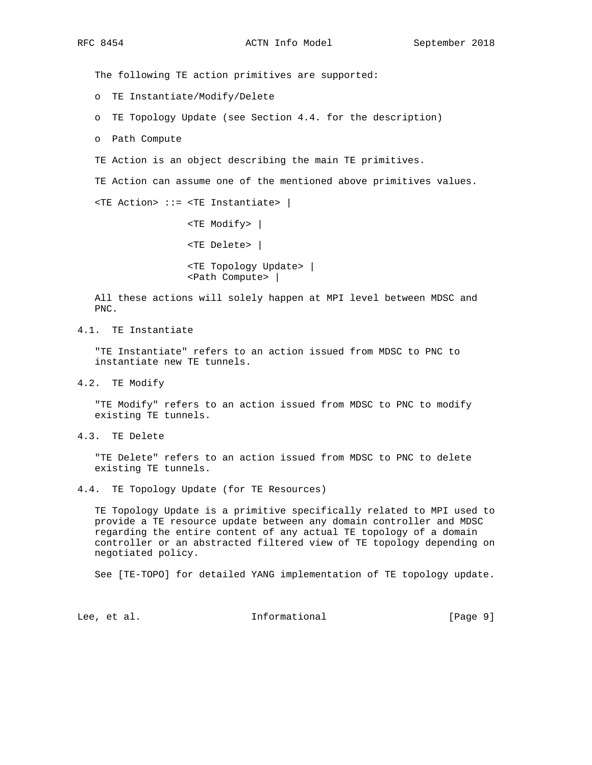The following TE action primitives are supported:

- TE Instantiate/Modify/Delete
- TE Topology Update (see Section 4.4. for the description)
- Path Compute

TE Action is an object describing the main TE primitives.

TE Action can assume one of the mentioned above primitives values.

```
<TE Action> ::= <TE Instantiate> |

                <TE Modify> |

                <TE Delete> |

                <TE Topology Update> |
                <Path Compute> |
```

All these actions will solely happen at MPI level between MDSC and PNC.

## 4.1. TE Instantiate

"TE Instantiate" refers to an action issued from MDSC to PNC to instantiate new TE tunnels.

## 4.2. TE Modify

"TE Modify" refers to an action issued from MDSC to PNC to modify existing TE tunnels.

## 4.3. TE Delete

"TE Delete" refers to an action issued from MDSC to PNC to delete existing TE tunnels.

## 4.4. TE Topology Update (for TE Resources)

TE Topology Update is a primitive specifically related to MPI used to provide a TE resource update between any domain controller and MDSC regarding the entire content of any actual TE topology of a domain controller or an abstracted filtered view of TE topology depending on negotiated policy.

See [TE-TOPO] for detailed YANG implementation of TE topology update.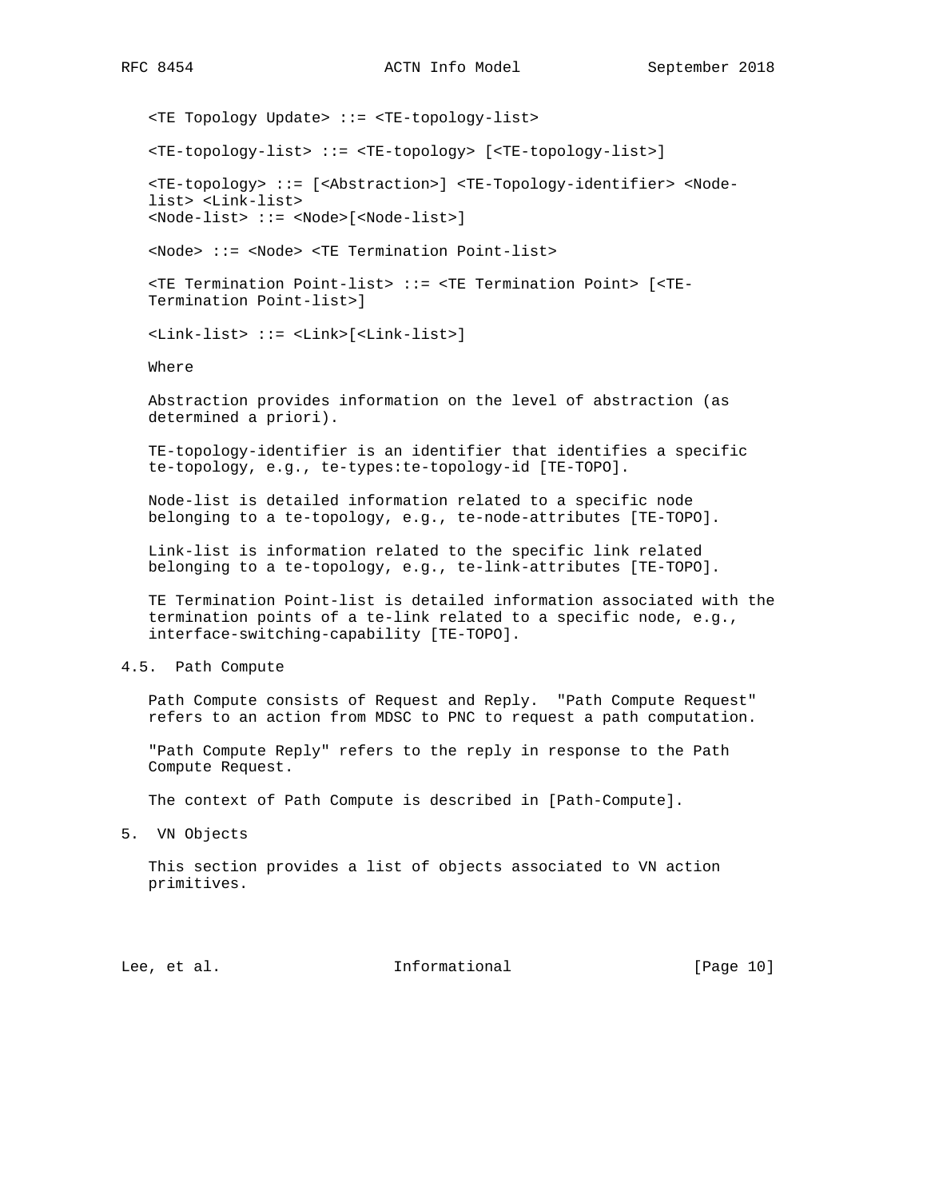```
<TE Topology Update> ::= <TE-topology-list>

<TE-topology-list> ::= <TE-topology> [<TE-topology-list>]

<TE-topology> ::= [<Abstraction>] <TE-Topology-identifier> <Node-
list> <Link-list>
<Node-list> ::= <Node>[<Node-list>]

<Node> ::= <Node> <TE Termination Point-list>

<TE Termination Point-list> ::= <TE Termination Point> [<TE-
Termination Point-list>]

<Link-list> ::= <Link>[<Link-list>]
```

Where

Abstraction provides information on the level of abstraction (as determined a priori).

TE-topology-identifier is an identifier that identifies a specific te-topology, e.g., te-types:te-topology-id [TE-TOPO].

Node-list is detailed information related to a specific node belonging to a te-topology, e.g., te-node-attributes [TE-TOPO].

Link-list is information related to the specific link related belonging to a te-topology, e.g., te-link-attributes [TE-TOPO].

TE Termination Point-list is detailed information associated with the termination points of a te-link related to a specific node, e.g., interface-switching-capability [TE-TOPO].

### 4.5. Path Compute

Path Compute consists of Request and Reply. "Path Compute Request" refers to an action from MDSC to PNC to request a path computation.

"Path Compute Reply" refers to the reply in response to the Path Compute Request.

The context of Path Compute is described in [Path-Compute].

## 5. VN Objects

This section provides a list of objects associated to VN action primitives.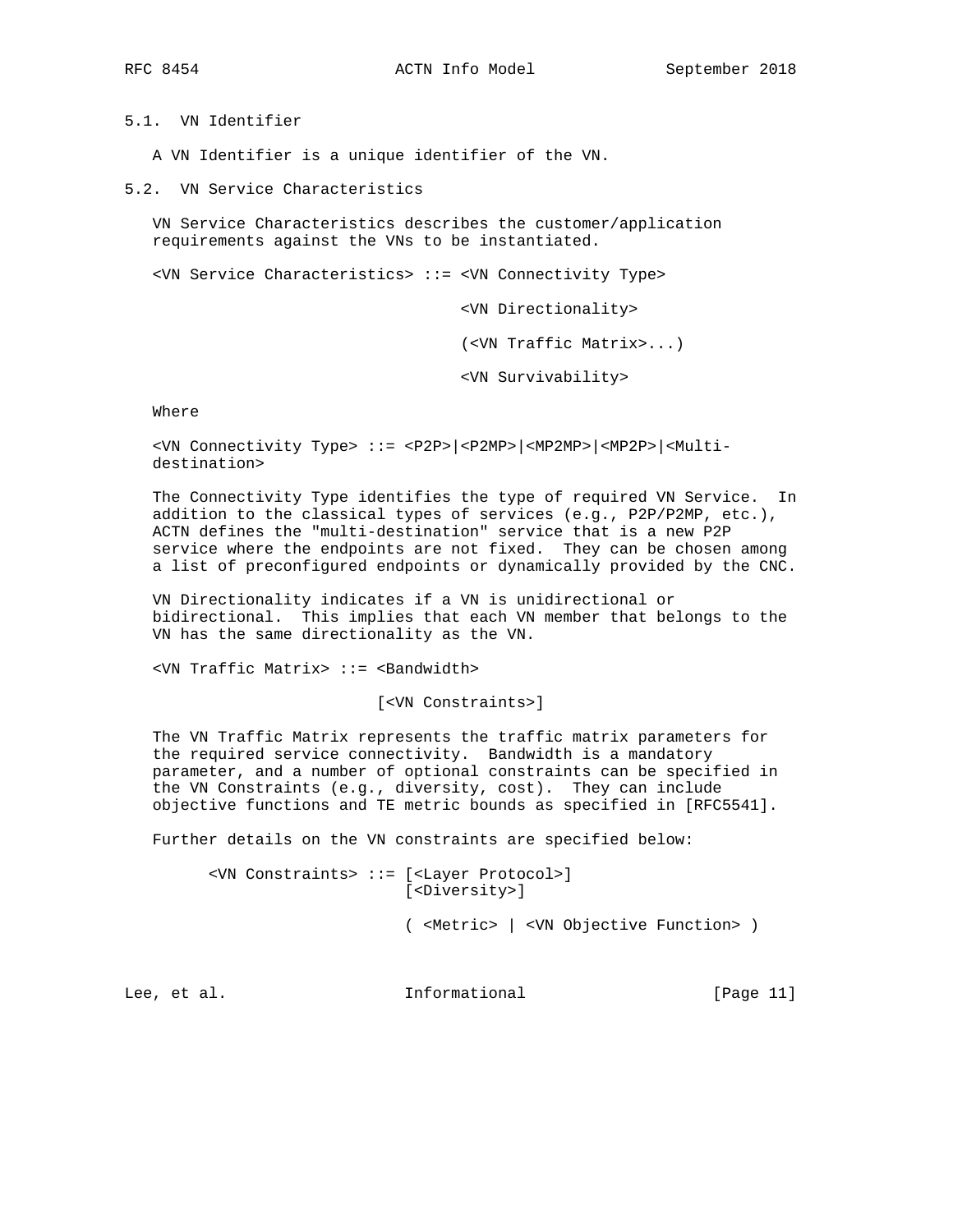### 5.1. VN Identifier

A VN Identifier is a unique identifier of the VN.

### 5.2. VN Service Characteristics

VN Service Characteristics describes the customer/application requirements against the VNs to be instantiated.

```
<VN Service Characteristics> ::= <VN Connectivity Type>

                                 <VN Directionality>

                                 (<VN Traffic Matrix>...)

                                 <VN Survivability>
```

Where

```
<VN Connectivity Type> ::= <P2P>|<P2MP>|<MP2MP>|<MP2P>|<Multi-
destination>
```

The Connectivity Type identifies the type of required VN Service. In addition to the classical types of services (e.g., P2P/P2MP, etc.), ACTN defines the "multi-destination" service that is a new P2P service where the endpoints are not fixed. They can be chosen among a list of preconfigured endpoints or dynamically provided by the CNC.

VN Directionality indicates if a VN is unidirectional or bidirectional. This implies that each VN member that belongs to the VN has the same directionality as the VN.

```
<VN Traffic Matrix> ::= <Bandwidth>

                        [<VN Constraints>]
```

The VN Traffic Matrix represents the traffic matrix parameters for the required service connectivity. Bandwidth is a mandatory parameter, and a number of optional constraints can be specified in the VN Constraints (e.g., diversity, cost). They can include objective functions and TE metric bounds as specified in [RFC5541].

Further details on the VN constraints are specified below:

```
<VN Constraints> ::= [<Layer Protocol>]
                     [<Diversity>]

                     ( <Metric> | <VN Objective Function> )
```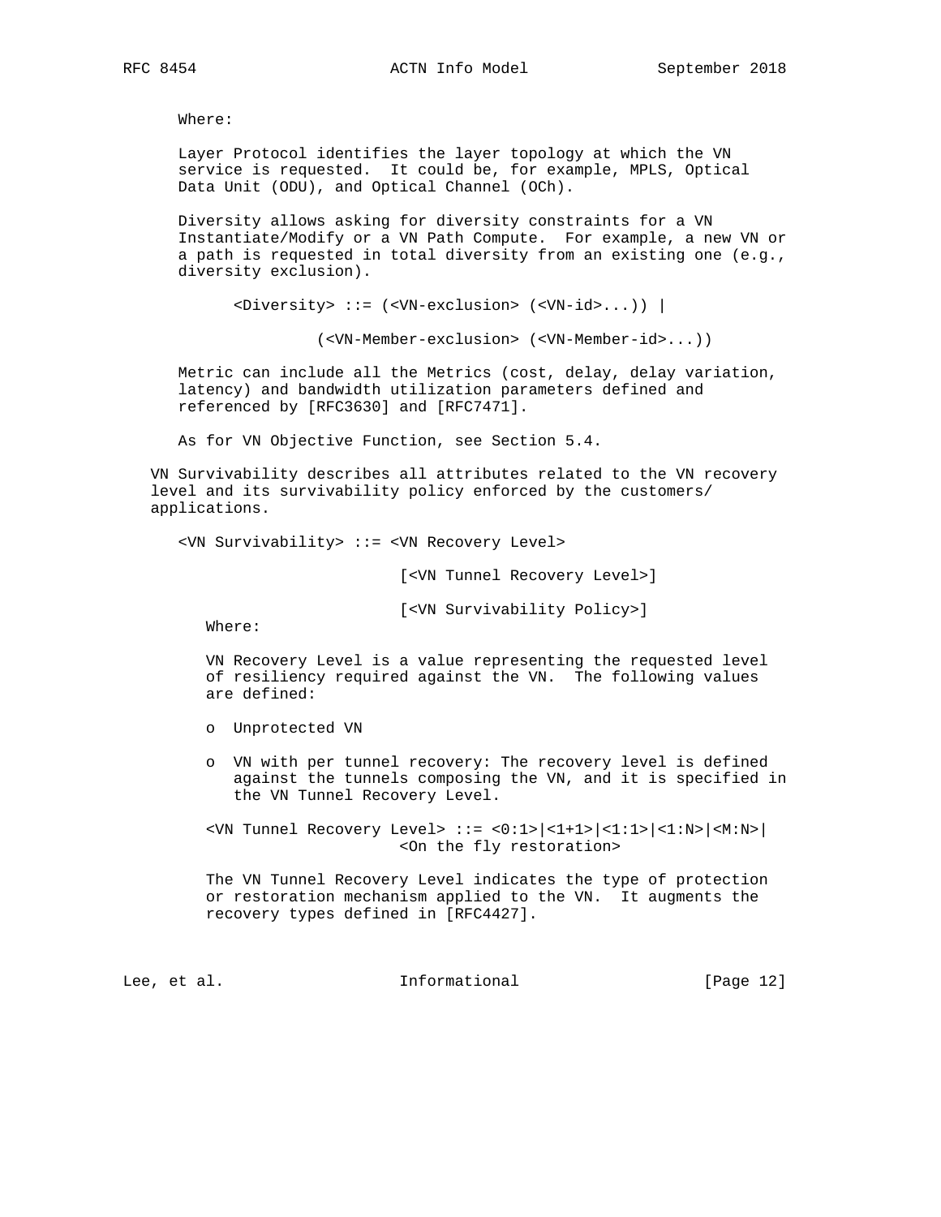Where:

Layer Protocol identifies the layer topology at which the VN service is requested. It could be, for example, MPLS, Optical Data Unit (ODU), and Optical Channel (OCh).

Diversity allows asking for diversity constraints for a VN Instantiate/Modify or a VN Path Compute. For example, a new VN or a path is requested in total diversity from an existing one (e.g., diversity exclusion).

```
<Diversity> ::= (<VN-exclusion> (<VN-id>...)) |

          (<VN-Member-exclusion> (<VN-Member-id>...))
```

Metric can include all the Metrics (cost, delay, delay variation, latency) and bandwidth utilization parameters defined and referenced by [RFC3630] and [RFC7471].

As for VN Objective Function, see Section 5.4.

VN Survivability describes all attributes related to the VN recovery level and its survivability policy enforced by the customers/ applications.

```
<VN Survivability> ::= <VN Recovery Level>

                       [<VN Tunnel Recovery Level>]

                       [<VN Survivability Policy>]
```

Where:

VN Recovery Level is a value representing the requested level of resiliency required against the VN. The following values are defined:

- Unprotected VN
- VN with per tunnel recovery: The recovery level is defined against the tunnels composing the VN, and it is specified in the VN Tunnel Recovery Level.

```
<VN Tunnel Recovery Level> ::= <0:1>|<1+1>|<1:1>|<1:N>|<M:N>|
                       <On the fly restoration>
```

The VN Tunnel Recovery Level indicates the type of protection or restoration mechanism applied to the VN. It augments the recovery types defined in [RFC4427].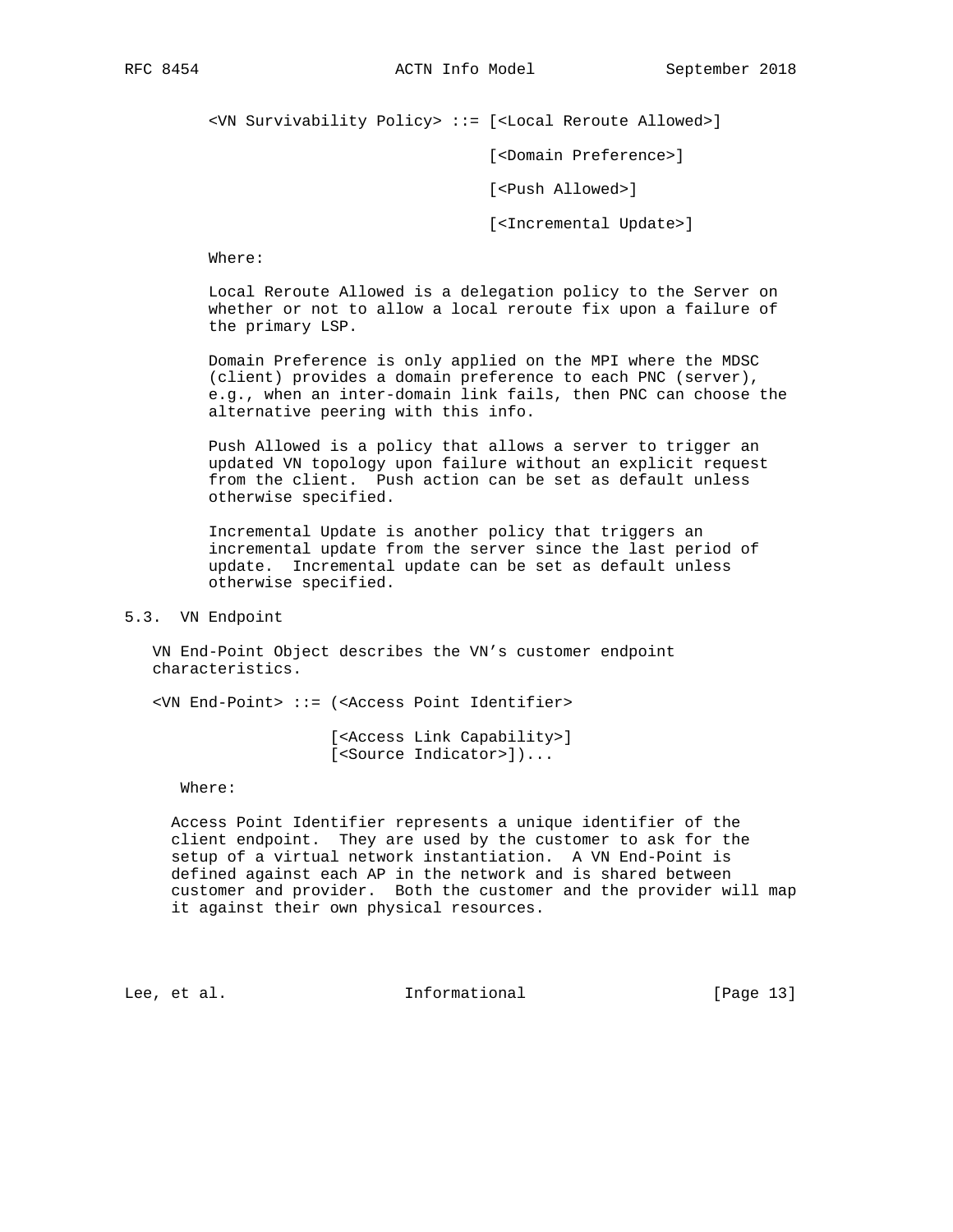```
<VN Survivability Policy> ::= [<Local Reroute Allowed>]

                              [<Domain Preference>]

                              [<Push Allowed>]

                              [<Incremental Update>]
```

Where:

Local Reroute Allowed is a delegation policy to the Server on whether or not to allow a local reroute fix upon a failure of the primary LSP.

Domain Preference is only applied on the MPI where the MDSC (client) provides a domain preference to each PNC (server), e.g., when an inter-domain link fails, then PNC can choose the alternative peering with this info.

Push Allowed is a policy that allows a server to trigger an updated VN topology upon failure without an explicit request from the client. Push action can be set as default unless otherwise specified.

Incremental Update is another policy that triggers an incremental update from the server since the last period of update. Incremental update can be set as default unless otherwise specified.

## 5.3. VN Endpoint

VN End-Point Object describes the VN’s customer endpoint characteristics.

```
<VN End-Point> ::= (<Access Point Identifier>

                   [<Access Link Capability>]
                   [<Source Indicator>])...
```

Where:

Access Point Identifier represents a unique identifier of the client endpoint. They are used by the customer to ask for the setup of a virtual network instantiation. A VN End-Point is defined against each AP in the network and is shared between customer and provider. Both the customer and the provider will map it against their own physical resources.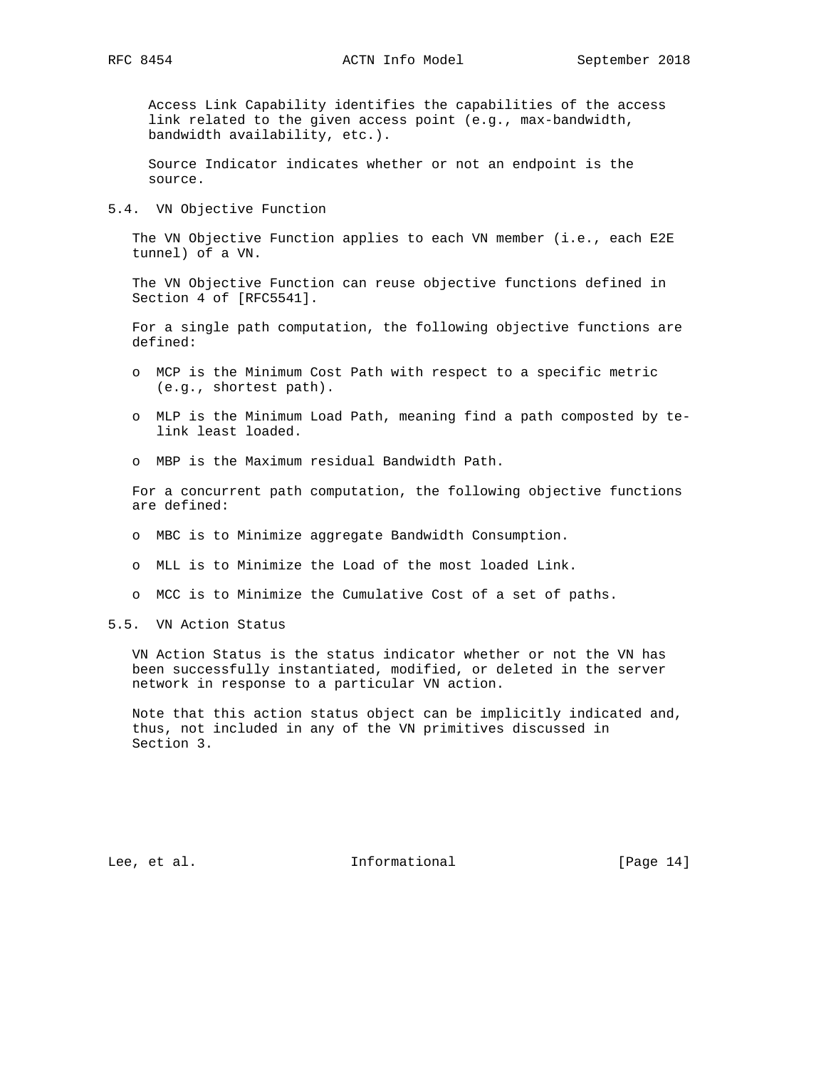Access Link Capability identifies the capabilities of the access link related to the given access point (e.g., max-bandwidth, bandwidth availability, etc.).

Source Indicator indicates whether or not an endpoint is the source.

### 5.4. VN Objective Function

The VN Objective Function applies to each VN member (i.e., each E2E tunnel) of a VN.

The VN Objective Function can reuse objective functions defined in Section 4 of [RFC5541].

For a single path computation, the following objective functions are defined:

- MCP is the Minimum Cost Path with respect to a specific metric (e.g., shortest path).
- MLP is the Minimum Load Path, meaning find a path composted by te-link least loaded.
- MBP is the Maximum residual Bandwidth Path.

For a concurrent path computation, the following objective functions are defined:

- MBC is to Minimize aggregate Bandwidth Consumption.
- MLL is to Minimize the Load of the most loaded Link.
- MCC is to Minimize the Cumulative Cost of a set of paths.

### 5.5. VN Action Status

VN Action Status is the status indicator whether or not the VN has been successfully instantiated, modified, or deleted in the server network in response to a particular VN action.

Note that this action status object can be implicitly indicated and, thus, not included in any of the VN primitives discussed in Section 3.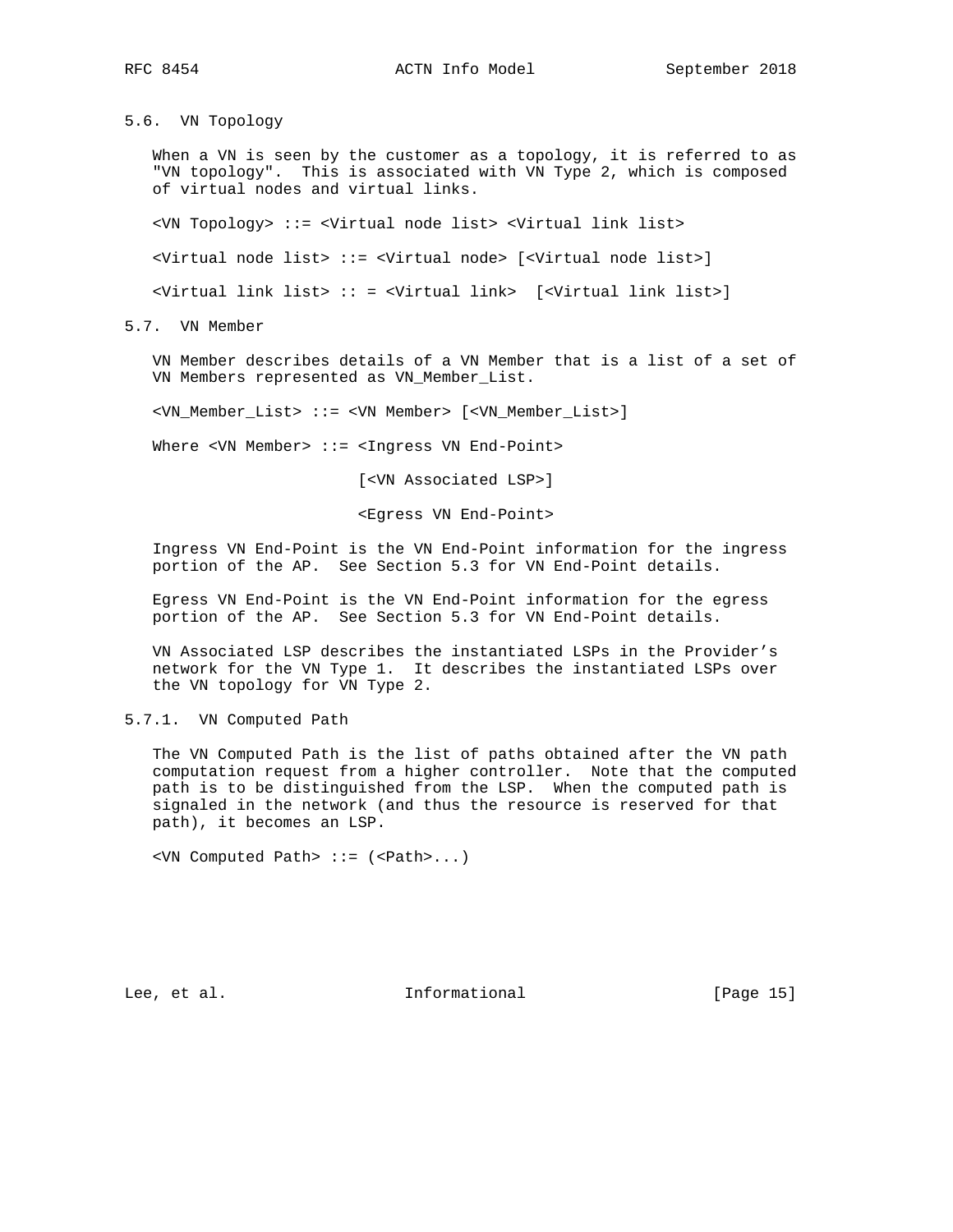### 5.6. VN Topology

When a VN is seen by the customer as a topology, it is referred to as "VN topology". This is associated with VN Type 2, which is composed of virtual nodes and virtual links.

```
<VN Topology> ::= <Virtual node list> <Virtual link list>

<Virtual node list> ::= <Virtual node> [<Virtual node list>]

<Virtual link list> :: = <Virtual link>  [<Virtual link list>]
```

### 5.7. VN Member

VN Member describes details of a VN Member that is a list of a set of VN Members represented as VN_Member_List.

```
<VN_Member_List> ::= <VN Member> [<VN_Member_List>]

Where <VN Member> ::= <Ingress VN End-Point>

                      [<VN Associated LSP>]

                      <Egress VN End-Point>
```

Ingress VN End-Point is the VN End-Point information for the ingress portion of the AP. See Section 5.3 for VN End-Point details.

Egress VN End-Point is the VN End-Point information for the egress portion of the AP. See Section 5.3 for VN End-Point details.

VN Associated LSP describes the instantiated LSPs in the Provider's network for the VN Type 1. It describes the instantiated LSPs over the VN topology for VN Type 2.

#### 5.7.1. VN Computed Path

The VN Computed Path is the list of paths obtained after the VN path computation request from a higher controller. Note that the computed path is to be distinguished from the LSP. When the computed path is signaled in the network (and thus the resource is reserved for that path), it becomes an LSP.

```
<VN Computed Path> ::= (<Path>...)
```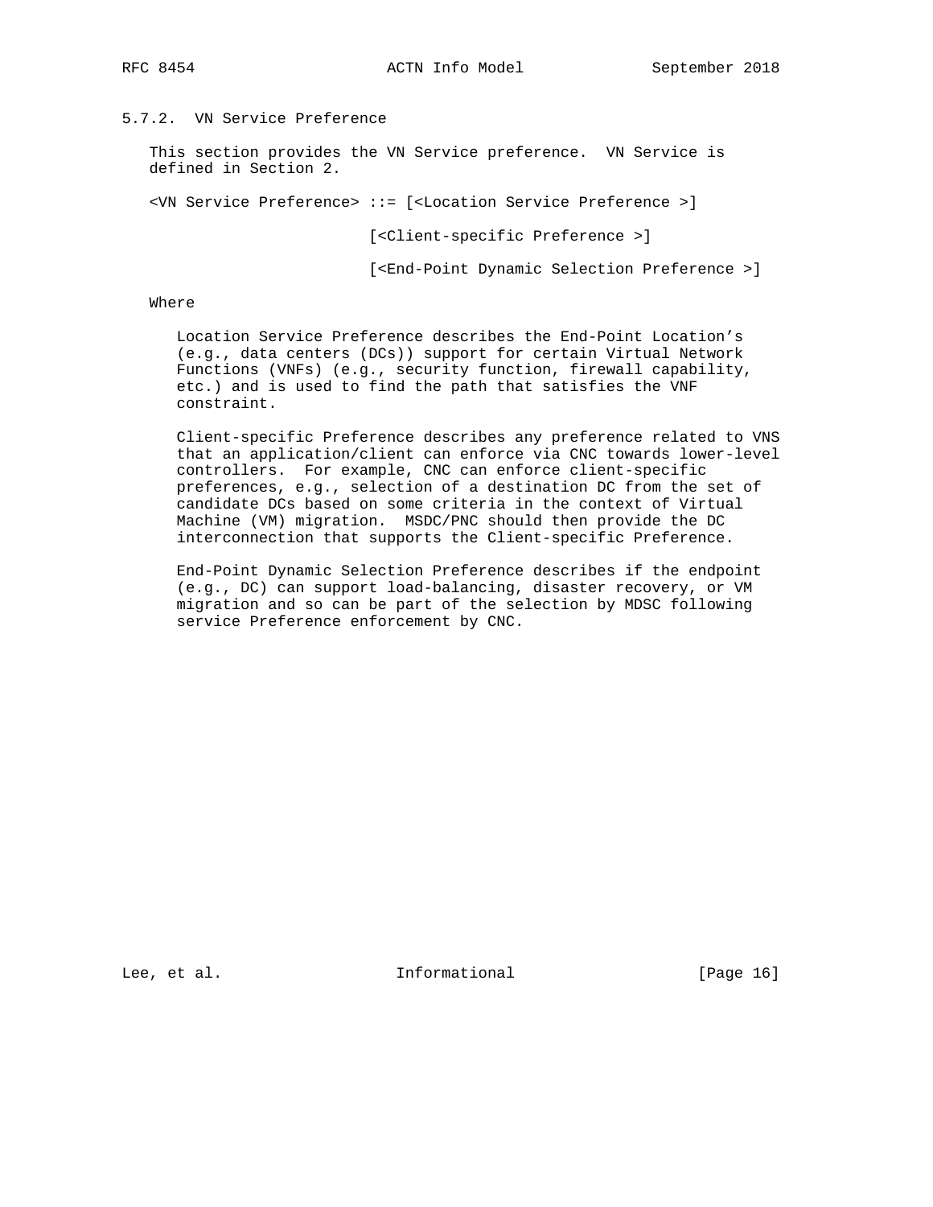### 5.7.2. VN Service Preference

This section provides the VN Service preference. VN Service is defined in Section 2.

```
<VN Service Preference> ::= [<Location Service Preference >]

                            [<Client-specific Preference >]

                            [<End-Point Dynamic Selection Preference >]
```

Where

Location Service Preference describes the End-Point Location’s (e.g., data centers (DCs)) support for certain Virtual Network Functions (VNFs) (e.g., security function, firewall capability, etc.) and is used to find the path that satisfies the VNF constraint.

Client-specific Preference describes any preference related to VNS that an application/client can enforce via CNC towards lower-level controllers. For example, CNC can enforce client-specific preferences, e.g., selection of a destination DC from the set of candidate DCs based on some criteria in the context of Virtual Machine (VM) migration. MSDC/PNC should then provide the DC interconnection that supports the Client-specific Preference.

End-Point Dynamic Selection Preference describes if the endpoint (e.g., DC) can support load-balancing, disaster recovery, or VM migration and so can be part of the selection by MDSC following service Preference enforcement by CNC.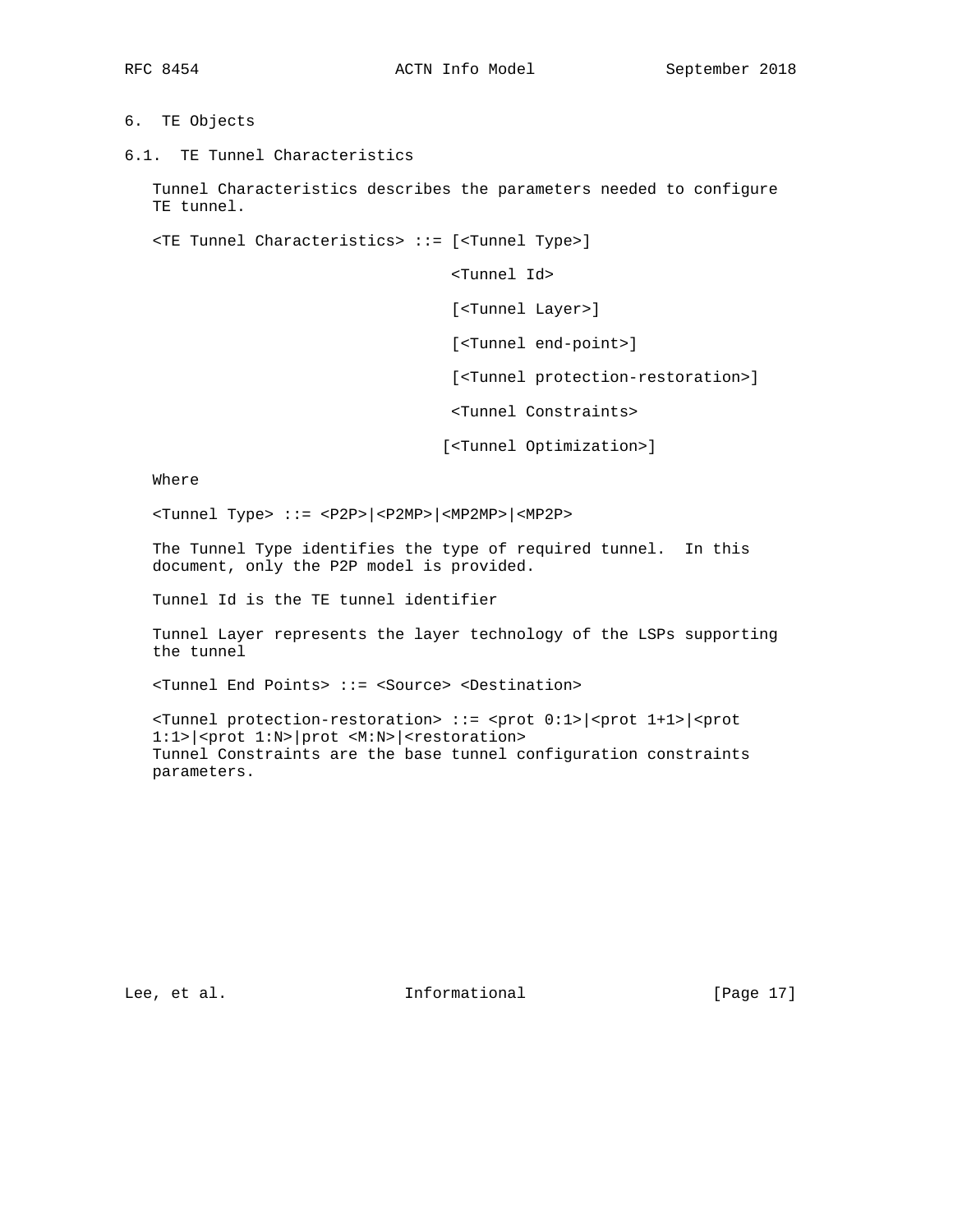# 6. TE Objects

## 6.1. TE Tunnel Characteristics

Tunnel Characteristics describes the parameters needed to configure TE tunnel.

```
<TE Tunnel Characteristics> ::= [<Tunnel Type>]

                                 <Tunnel Id>

                                 [<Tunnel Layer>]

                                 [<Tunnel end-point>]

                                 [<Tunnel protection-restoration>]

                                 <Tunnel Constraints>

                                [<Tunnel Optimization>]
```

Where

```
<Tunnel Type> ::= <P2P>|<P2MP>|<MP2MP>|<MP2P>
```

The Tunnel Type identifies the type of required tunnel. In this document, only the P2P model is provided.

Tunnel Id is the TE tunnel identifier

Tunnel Layer represents the layer technology of the LSPs supporting the tunnel

```
<Tunnel End Points> ::= <Source> <Destination>
```

```
<Tunnel protection-restoration> ::= <prot 0:1>|<prot 1+1>|<prot
1:1>|<prot 1:N>|prot <M:N>|<restoration>
```

Tunnel Constraints are the base tunnel configuration constraints parameters.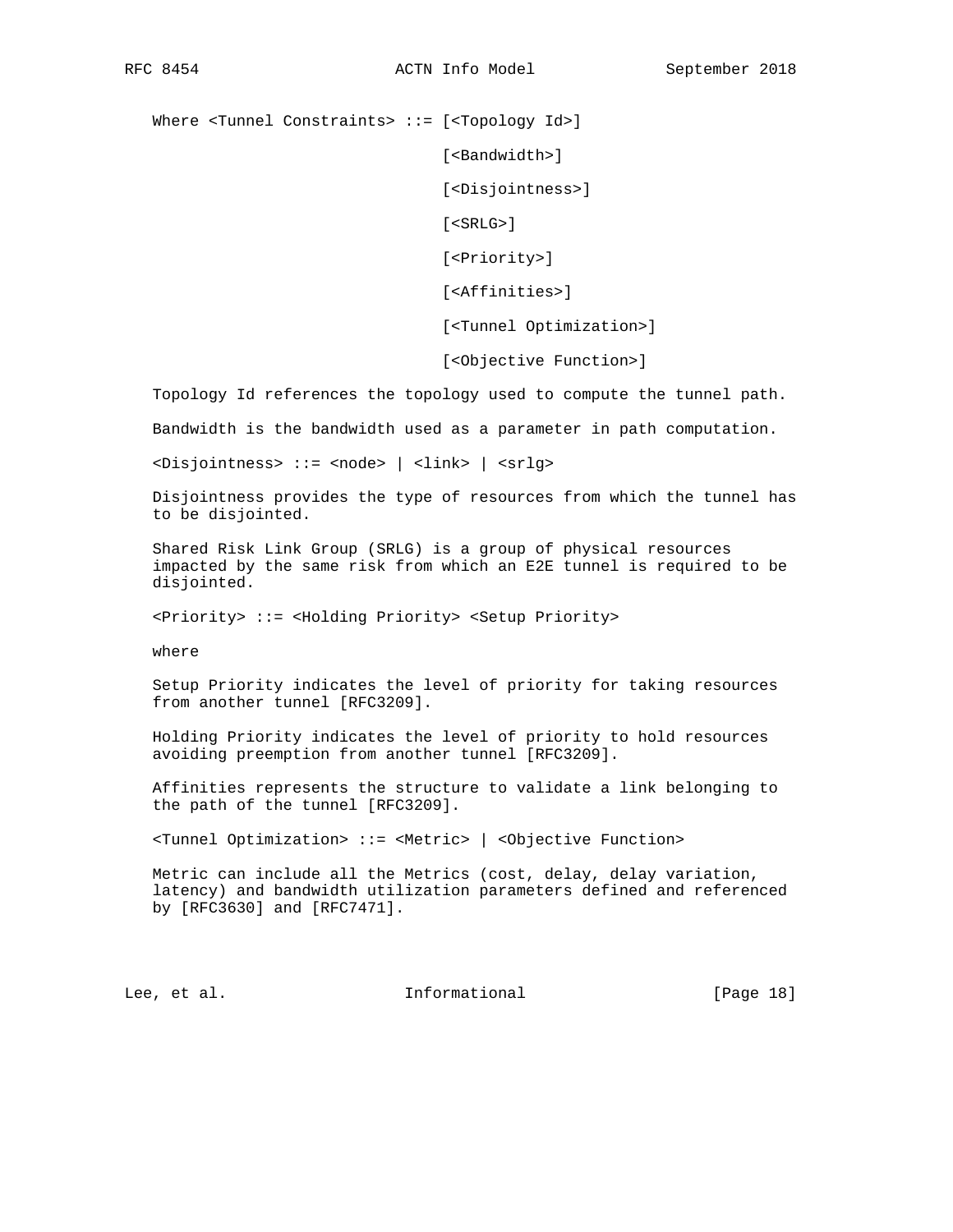Where <Tunnel Constraints> ::= [<Topology Id>]

[<Bandwidth>]

[<Disjointness>]

[<SRLG>]

[<Priority>]

[<Affinities>]

[<Tunnel Optimization>]

[<Objective Function>]

Topology Id references the topology used to compute the tunnel path.

Bandwidth is the bandwidth used as a parameter in path computation.

<Disjointness> ::= <node> | <link> | <srlg>

Disjointness provides the type of resources from which the tunnel has to be disjointed.

Shared Risk Link Group (SRLG) is a group of physical resources impacted by the same risk from which an E2E tunnel is required to be disjointed.

<Priority> ::= <Holding Priority> <Setup Priority>

where

Setup Priority indicates the level of priority for taking resources from another tunnel [RFC3209].

Holding Priority indicates the level of priority to hold resources avoiding preemption from another tunnel [RFC3209].

Affinities represents the structure to validate a link belonging to the path of the tunnel [RFC3209].

<Tunnel Optimization> ::= <Metric> | <Objective Function>

Metric can include all the Metrics (cost, delay, delay variation, latency) and bandwidth utilization parameters defined and referenced by [RFC3630] and [RFC7471].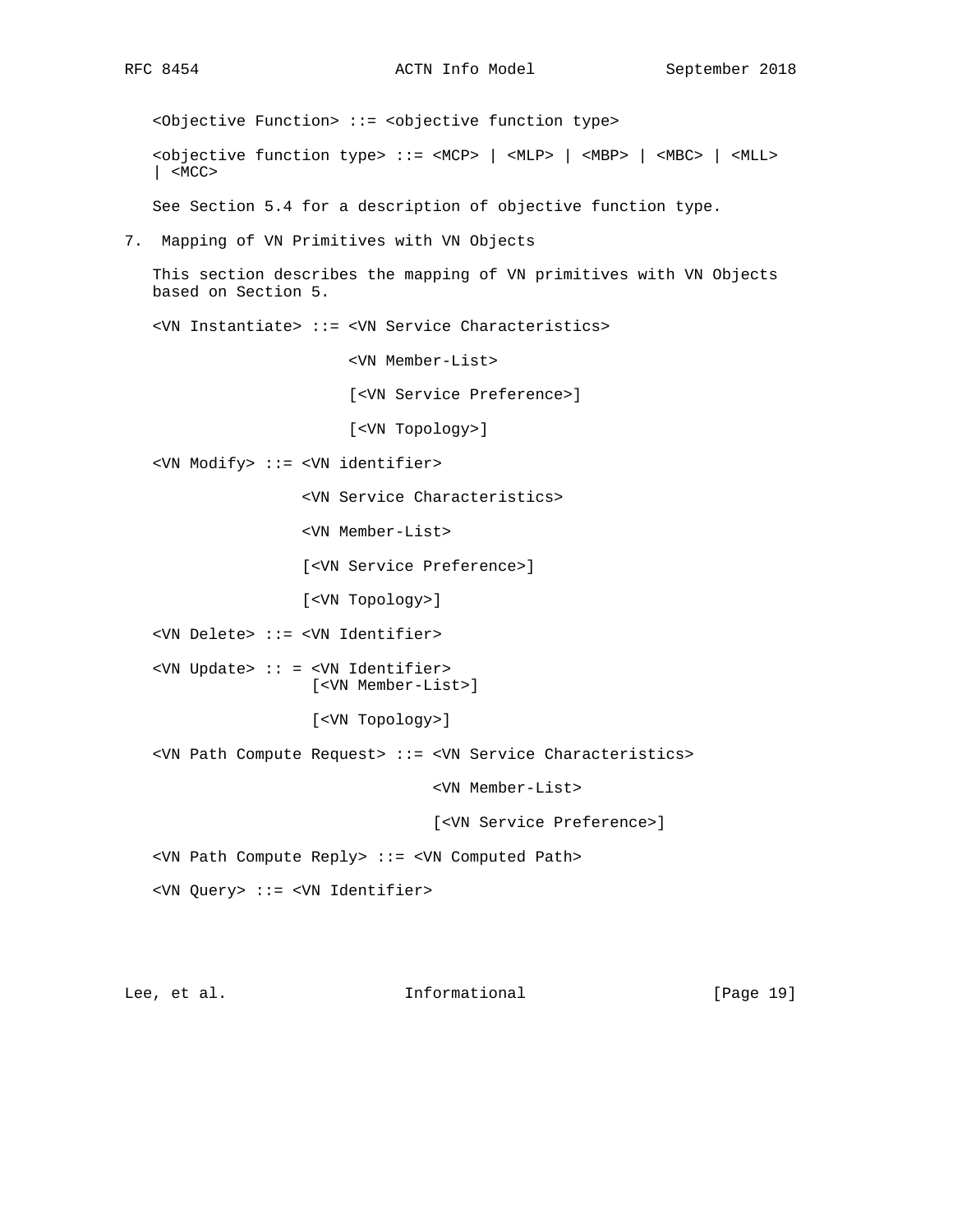<Objective Function> ::= <objective function type>

<objective function type> ::= <MCP> | <MLP> | <MBP> | <MBC> | <MLL> | <MCC>

See Section 5.4 for a description of objective function type.

## 7. Mapping of VN Primitives with VN Objects

This section describes the mapping of VN primitives with VN Objects based on Section 5.

```
<VN Instantiate> ::= <VN Service Characteristics>

                     <VN Member-List>

                     [<VN Service Preference>]

                     [<VN Topology>]

<VN Modify> ::= <VN identifier>

                <VN Service Characteristics>

                <VN Member-List>

                [<VN Service Preference>]

                [<VN Topology>]

<VN Delete> ::= <VN Identifier>

<VN Update> :: = <VN Identifier>
                 [<VN Member-List>]

                 [<VN Topology>]

<VN Path Compute Request> ::= <VN Service Characteristics>

                              <VN Member-List>

                              [<VN Service Preference>]

<VN Path Compute Reply> ::= <VN Computed Path>

<VN Query> ::= <VN Identifier>
```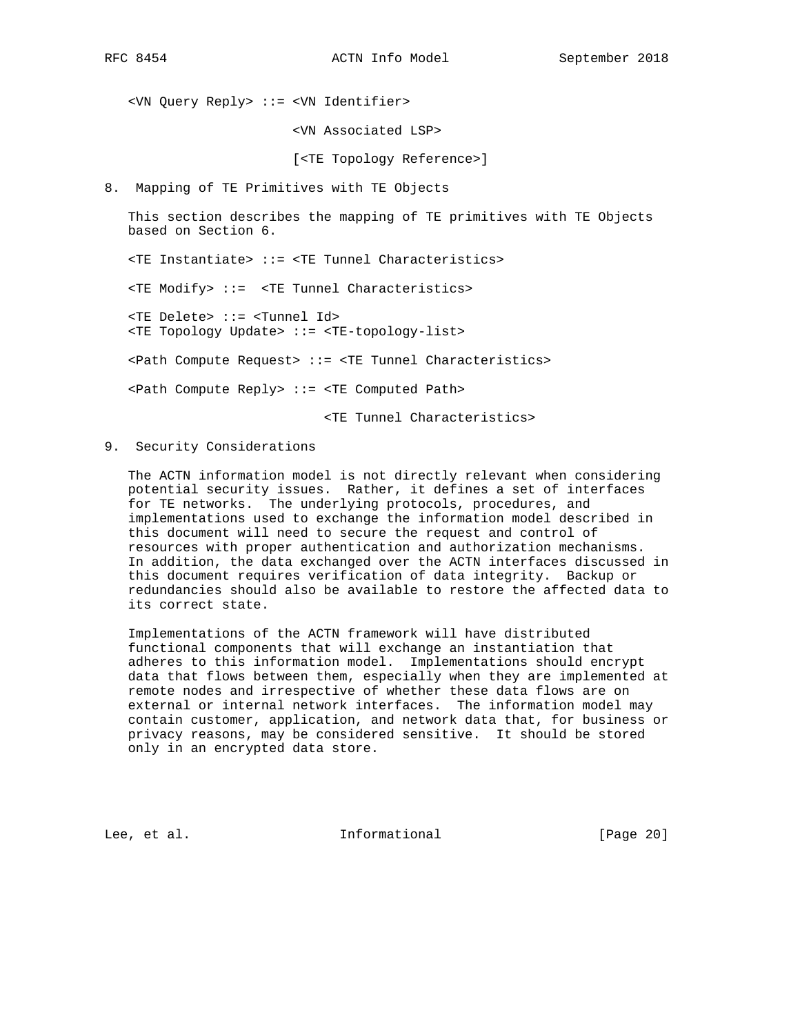```
<VN Query Reply> ::= <VN Identifier>

                     <VN Associated LSP>

                     [<TE Topology Reference>]
```

## 8. Mapping of TE Primitives with TE Objects

This section describes the mapping of TE primitives with TE Objects based on Section 6.

```
<TE Instantiate> ::= <TE Tunnel Characteristics>

<TE Modify> ::=  <TE Tunnel Characteristics>

<TE Delete> ::= <Tunnel Id>
<TE Topology Update> ::= <TE-topology-list>

<Path Compute Request> ::= <TE Tunnel Characteristics>

<Path Compute Reply> ::= <TE Computed Path>

                         <TE Tunnel Characteristics>
```

## 9. Security Considerations

The ACTN information model is not directly relevant when considering potential security issues. Rather, it defines a set of interfaces for TE networks. The underlying protocols, procedures, and implementations used to exchange the information model described in this document will need to secure the request and control of resources with proper authentication and authorization mechanisms. In addition, the data exchanged over the ACTN interfaces discussed in this document requires verification of data integrity. Backup or redundancies should also be available to restore the affected data to its correct state.

Implementations of the ACTN framework will have distributed functional components that will exchange an instantiation that adheres to this information model. Implementations should encrypt data that flows between them, especially when they are implemented at remote nodes and irrespective of whether these data flows are on external or internal network interfaces. The information model may contain customer, application, and network data that, for business or privacy reasons, may be considered sensitive. It should be stored only in an encrypted data store.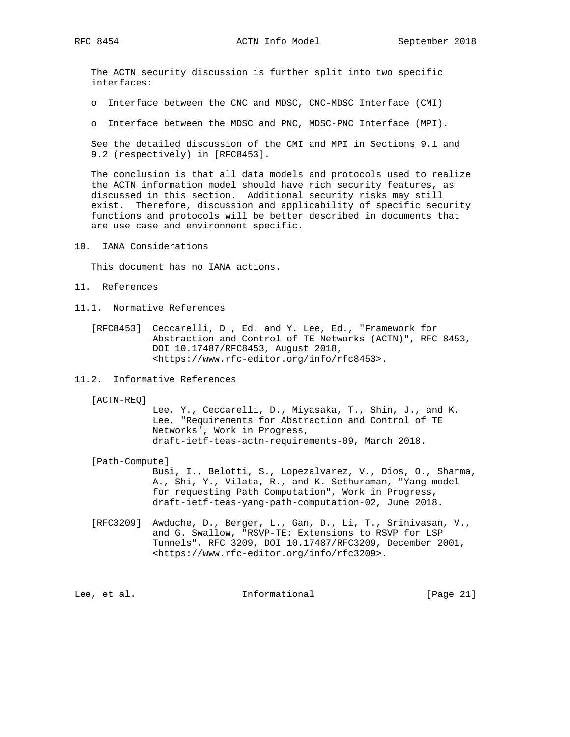The ACTN security discussion is further split into two specific interfaces:

- Interface between the CNC and MDSC, CNC-MDSC Interface (CMI)
- Interface between the MDSC and PNC, MDSC-PNC Interface (MPI).

See the detailed discussion of the CMI and MPI in Sections 9.1 and 9.2 (respectively) in [RFC8453].

The conclusion is that all data models and protocols used to realize the ACTN information model should have rich security features, as discussed in this section. Additional security risks may still exist. Therefore, discussion and applicability of specific security functions and protocols will be better described in documents that are use case and environment specific.

## 10. IANA Considerations

This document has no IANA actions.

## 11. References

### 11.1. Normative References

[RFC8453] Ceccarelli, D., Ed. and Y. Lee, Ed., "Framework for Abstraction and Control of TE Networks (ACTN)", RFC 8453, DOI 10.17487/RFC8453, August 2018, <https://www.rfc-editor.org/info/rfc8453>.

### 11.2. Informative References

[ACTN-REQ] Lee, Y., Ceccarelli, D., Miyasaka, T., Shin, J., and K. Lee, "Requirements for Abstraction and Control of TE Networks", Work in Progress, draft-ietf-teas-actn-requirements-09, March 2018.

[Path-Compute] Busi, I., Belotti, S., Lopezalvarez, V., Dios, O., Sharma, A., Shi, Y., Vilata, R., and K. Sethuraman, "Yang model for requesting Path Computation", Work in Progress, draft-ietf-teas-yang-path-computation-02, June 2018.

[RFC3209] Awduche, D., Berger, L., Gan, D., Li, T., Srinivasan, V., and G. Swallow, "RSVP-TE: Extensions to RSVP for LSP Tunnels", RFC 3209, DOI 10.17487/RFC3209, December 2001, <https://www.rfc-editor.org/info/rfc3209>.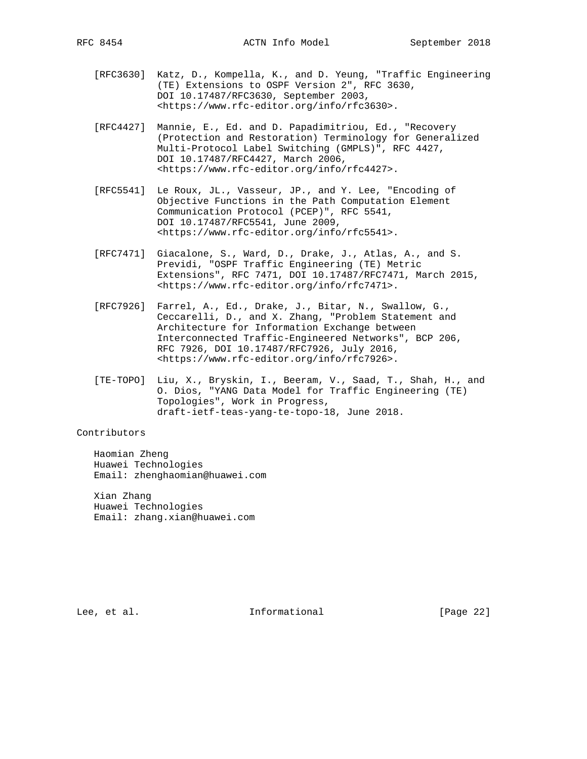[RFC3630] Katz, D., Kompella, K., and D. Yeung, "Traffic Engineering (TE) Extensions to OSPF Version 2", RFC 3630, DOI 10.17487/RFC3630, September 2003, <https://www.rfc-editor.org/info/rfc3630>.

[RFC4427] Mannie, E., Ed. and D. Papadimitriou, Ed., "Recovery (Protection and Restoration) Terminology for Generalized Multi-Protocol Label Switching (GMPLS)", RFC 4427, DOI 10.17487/RFC4427, March 2006, <https://www.rfc-editor.org/info/rfc4427>.

[RFC5541] Le Roux, JL., Vasseur, JP., and Y. Lee, "Encoding of Objective Functions in the Path Computation Element Communication Protocol (PCEP)", RFC 5541, DOI 10.17487/RFC5541, June 2009, <https://www.rfc-editor.org/info/rfc5541>.

[RFC7471] Giacalone, S., Ward, D., Drake, J., Atlas, A., and S. Previdi, "OSPF Traffic Engineering (TE) Metric Extensions", RFC 7471, DOI 10.17487/RFC7471, March 2015, <https://www.rfc-editor.org/info/rfc7471>.

[RFC7926] Farrel, A., Ed., Drake, J., Bitar, N., Swallow, G., Ceccarelli, D., and X. Zhang, "Problem Statement and Architecture for Information Exchange between Interconnected Traffic-Engineered Networks", BCP 206, RFC 7926, DOI 10.17487/RFC7926, July 2016, <https://www.rfc-editor.org/info/rfc7926>.

[TE-TOPO] Liu, X., Bryskin, I., Beeram, V., Saad, T., Shah, H., and O. Dios, "YANG Data Model for Traffic Engineering (TE) Topologies", Work in Progress, draft-ietf-teas-yang-te-topo-18, June 2018.

# Contributors

Haomian Zheng
Huawei Technologies
Email: zhenghaomian@huawei.com

Xian Zhang
Huawei Technologies
Email: zhang.xian@huawei.com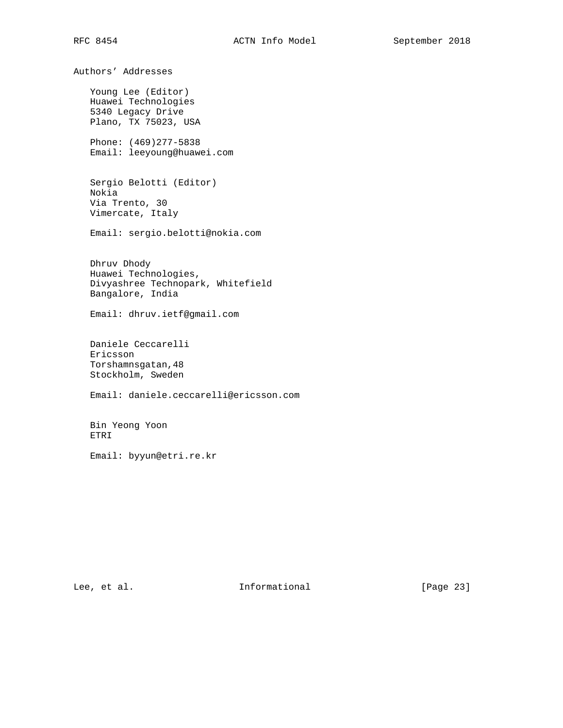## Authors' Addresses

Young Lee (Editor)
Huawei Technologies
5340 Legacy Drive
Plano, TX 75023, USA

Phone: (469)277-5838
Email: leeyoung@huawei.com

Sergio Belotti (Editor)
Nokia
Via Trento, 30
Vimercate, Italy

Email: sergio.belotti@nokia.com

Dhruv Dhody
Huawei Technologies,
Divyashree Technopark, Whitefield
Bangalore, India

Email: dhruv.ietf@gmail.com

Daniele Ceccarelli
Ericsson
Torshamnsgatan,48
Stockholm, Sweden

Email: daniele.ceccarelli@ericsson.com

Bin Yeong Yoon
ETRI

Email: byyun@etri.re.kr